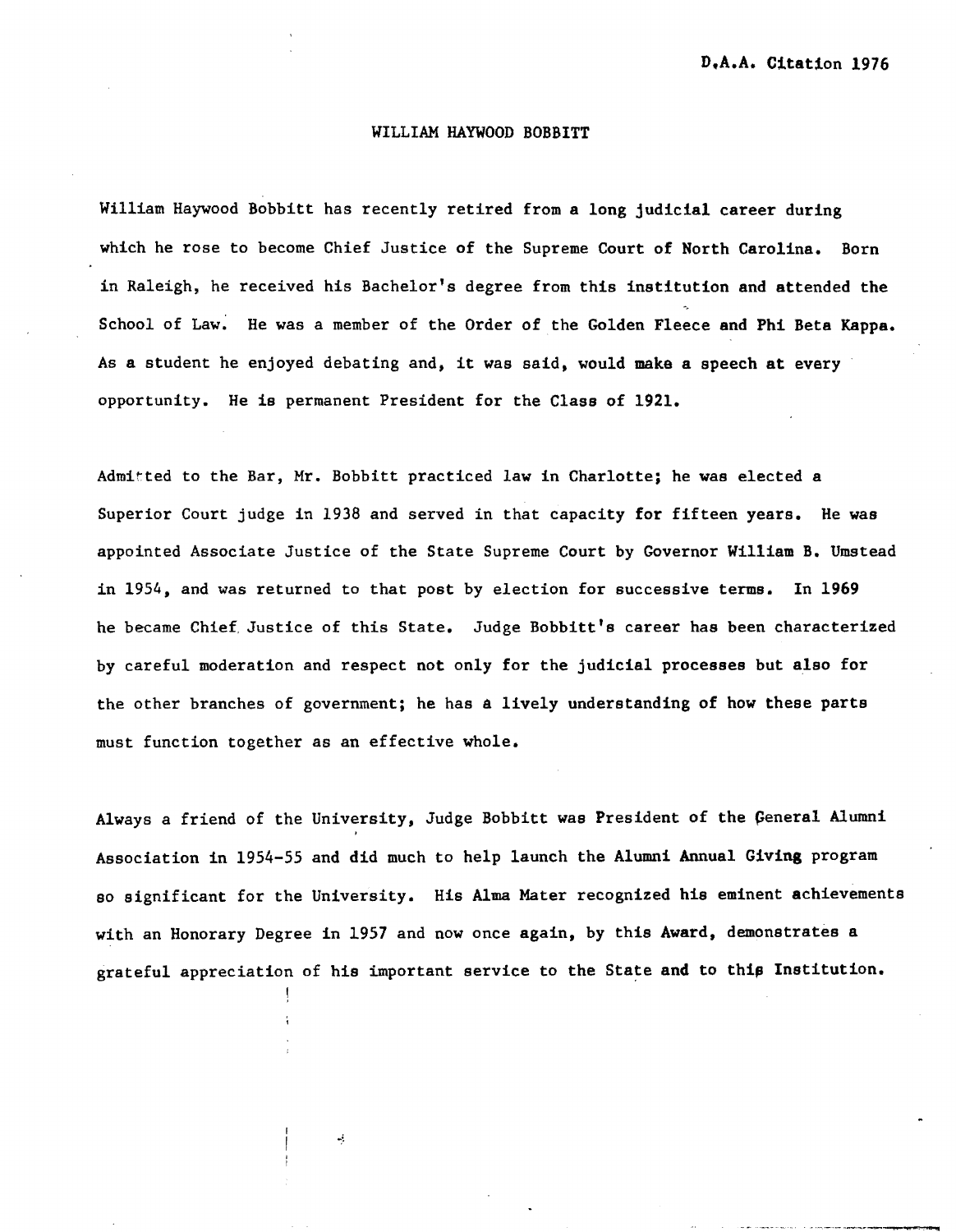D.A.A. Citation 1976

# WILLIAM HAYWOOD BOBBITT

William Haywood Bobbitt has recently retired from a long judicial career during which he rose to become Chief Justice of the Supreme Court of North Carolina. Born in Raleigh, he received his Bachelor's degree from this institution and attended the School of Law. He was a member of the Order of the Golden Fleece and Phi Beta Kappa. As a student he enjoyed debating and, it was said, would make a speech at every opportunity. He is permanent President for the Class of 1921.

Admitted to the Bar, Mr. Bobbitt practiced law in Charlotte; he was elected a Superior Court judge in 1938 and served in that capacity for fifteen years. He was appointed Associate Justice of the State Supreme Court by Governor William B. Umstead in 1954, and was returned to that post by election for successive terms. In 1969 he became Chief Justice of this State. Judge Bobbitt's career has been characterized by careful moderation and respect not only for the judicial processes but also for the other branches of government; he has a lively understanding of how these parts must function together as an effective whole.

Always a friend of the University, Judge Bobbitt was President of the General Alumni Association in 1954-55 and did much to help launch the Alumni Annual Giving program so significant for the University. His Alma Mater recognized his eminent achievements with an Honorary Degree in 1957 and now once again, by this Award, demonstrates a grateful appreciation of his important service to the State and to this Institution.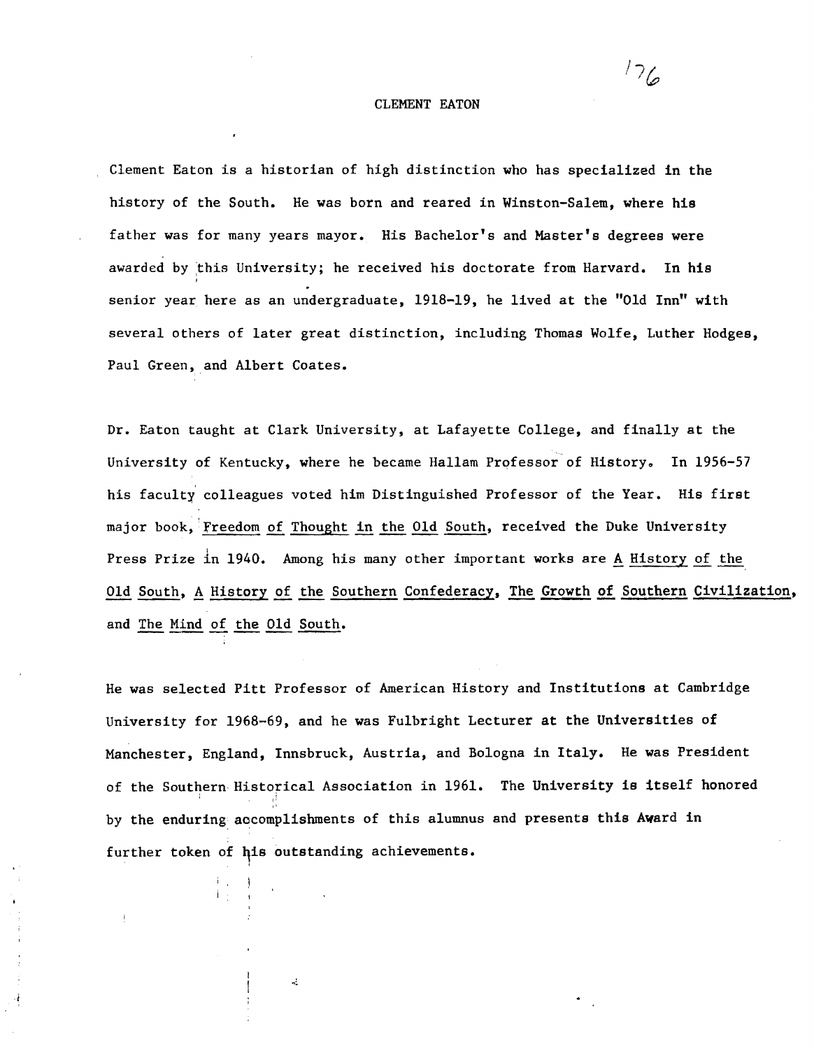# CLEMENT EATON

Clement Eaton is a historian of high distinction who has specialized in the history of the South. He was born and reared in Winston-Salem, where his father was for many years mayor. His Bachelor's and Master's degrees were awarded by this University; he received his doctorate from Harvard. In his senior year here as an undergraduate, 1918-19, he lived at the "Old Inn" with several others of later great distinction, including Thomas Wolfe, Luther Hodges, Paul Green, and Albert Coates.

Dr. Eaton taught at Clark University, at Lafayette College, and finally at the University of Kentucky, where he became Hallam Professor of History. In 1956-57 his faculty colleagues voted him Distinguished Professor of the Year. His first major book, _Freedom of Thought in the Old South_, received the Duke University Press Prize in 1940. Among his many other important works are _A History of the Old South_, _A History of the Southern Confederacy_, _The Growth of Southern Civilization_, and _The Mind of the Old South_.

He was selected Pitt Professor of American History and Institutions at Cambridge University for 1968-69, and he was Fulbright Lecturer at the Universities of Manchester, England, Innsbruck, Austria, and Bologna in Italy. He was President of the Southern Historical Association in 1961. The University is itself honored by the enduring accomplishments of this alumnus and presents this Award in further token of his outstanding achievements.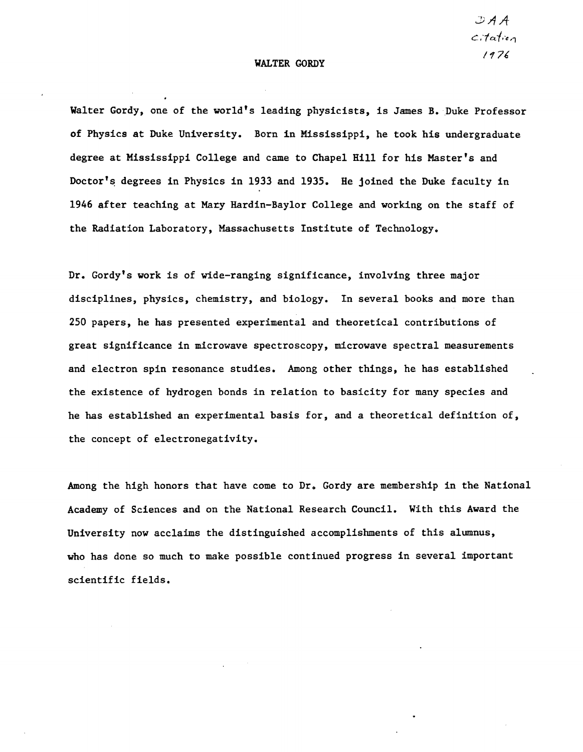DAA
Citation
1976

# WALTER GORDY

Walter Gordy, one of the world's leading physicists, is James B. Duke Professor of Physics at Duke University. Born in Mississippi, he took his undergraduate degree at Mississippi College and came to Chapel Hill for his Master's and Doctor's degrees in Physics in 1933 and 1935. He joined the Duke faculty in 1946 after teaching at Mary Hardin-Baylor College and working on the staff of the Radiation Laboratory, Massachusetts Institute of Technology.

Dr. Gordy's work is of wide-ranging significance, involving three major disciplines, physics, chemistry, and biology. In several books and more than 250 papers, he has presented experimental and theoretical contributions of great significance in microwave spectroscopy, microwave spectral measurements and electron spin resonance studies. Among other things, he has established the existence of hydrogen bonds in relation to basicity for many species and he has established an experimental basis for, and a theoretical definition of, the concept of electronegativity.

Among the high honors that have come to Dr. Gordy are membership in the National Academy of Sciences and on the National Research Council. With this Award the University now acclaims the distinguished accomplishments of this alumnus, who has done so much to make possible continued progress in several important scientific fields.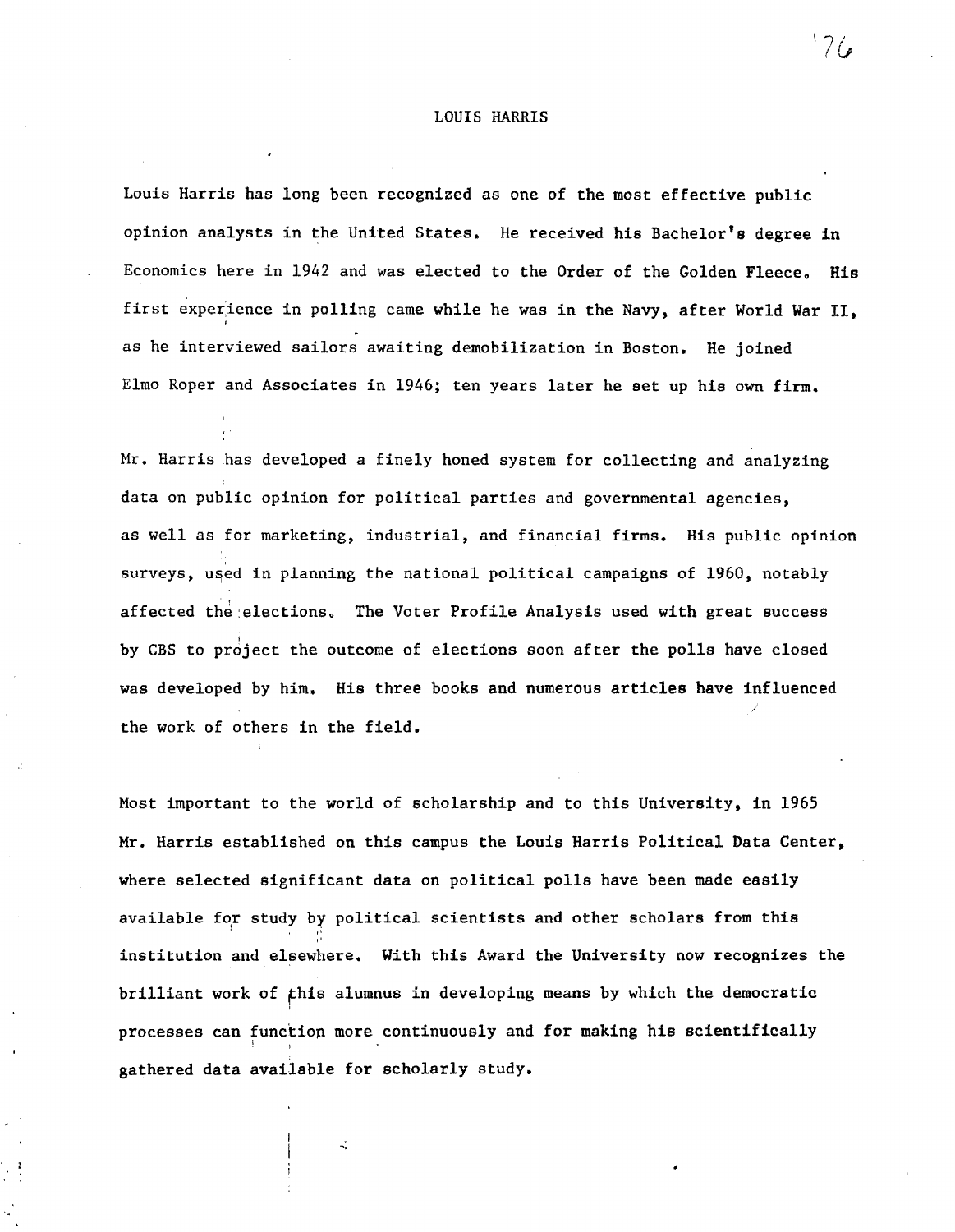# LOUIS HARRIS

Louis Harris has long been recognized as one of the most effective public opinion analysts in the United States. He received his Bachelor's degree in Economics here in 1942 and was elected to the Order of the Golden Fleece. His first experience in polling came while he was in the Navy, after World War II, as he interviewed sailors awaiting demobilization in Boston. He joined Elmo Roper and Associates in 1946; ten years later he set up his own firm.

Mr. Harris has developed a finely honed system for collecting and analyzing data on public opinion for political parties and governmental agencies, as well as for marketing, industrial, and financial firms. His public opinion surveys, used in planning the national political campaigns of 1960, notably affected the elections. The Voter Profile Analysis used with great success by CBS to project the outcome of elections soon after the polls have closed was developed by him. His three books and numerous articles have influenced the work of others in the field.

Most important to the world of scholarship and to this University, in 1965 Mr. Harris established on this campus the Louis Harris Political Data Center, where selected significant data on political polls have been made easily available for study by political scientists and other scholars from this institution and elsewhere. With this Award the University now recognizes the brilliant work of this alumnus in developing means by which the democratic processes can function more continuously and for making his scientifically gathered data available for scholarly study.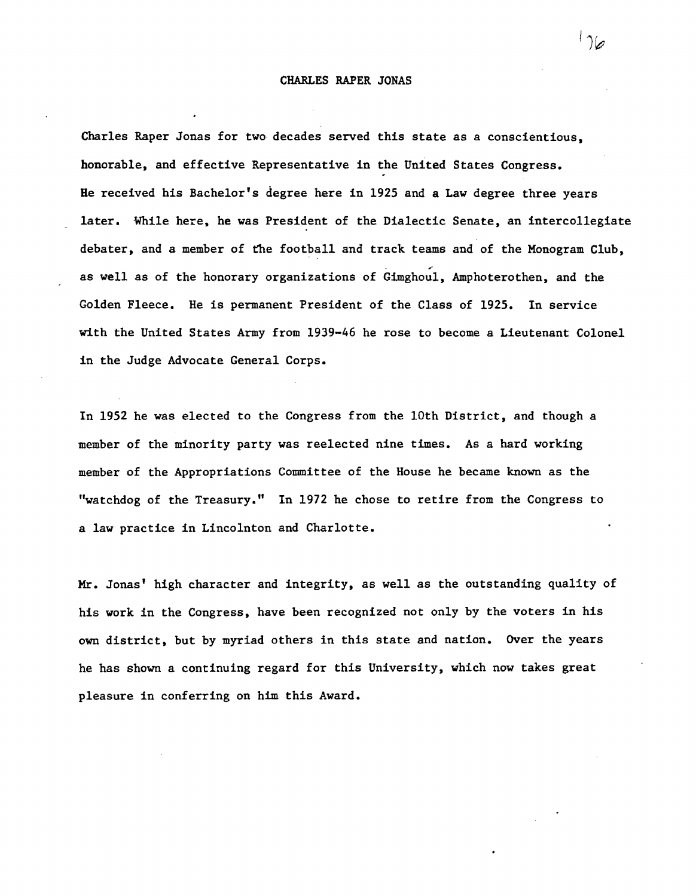# CHARLES RAPER JONAS

Charles Raper Jonas for two decades served this state as a conscientious, honorable, and effective Representative in the United States Congress. He received his Bachelor's degree here in 1925 and a Law degree three years later. While here, he was President of the Dialectic Senate, an intercollegiate debater, and a member of the football and track teams and of the Monogram Club, as well as of the honorary organizations of Gimghoul, Amphoterothen, and the Golden Fleece. He is permanent President of the Class of 1925. In service with the United States Army from 1939-46 he rose to become a Lieutenant Colonel in the Judge Advocate General Corps.

In 1952 he was elected to the Congress from the 10th District, and though a member of the minority party was reelected nine times. As a hard working member of the Appropriations Committee of the House he became known as the "watchdog of the Treasury." In 1972 he chose to retire from the Congress to a law practice in Lincolnton and Charlotte.

Mr. Jonas' high character and integrity, as well as the outstanding quality of his work in the Congress, have been recognized not only by the voters in his own district, but by myriad others in this state and nation. Over the years he has shown a continuing regard for this University, which now takes great pleasure in conferring on him this Award.